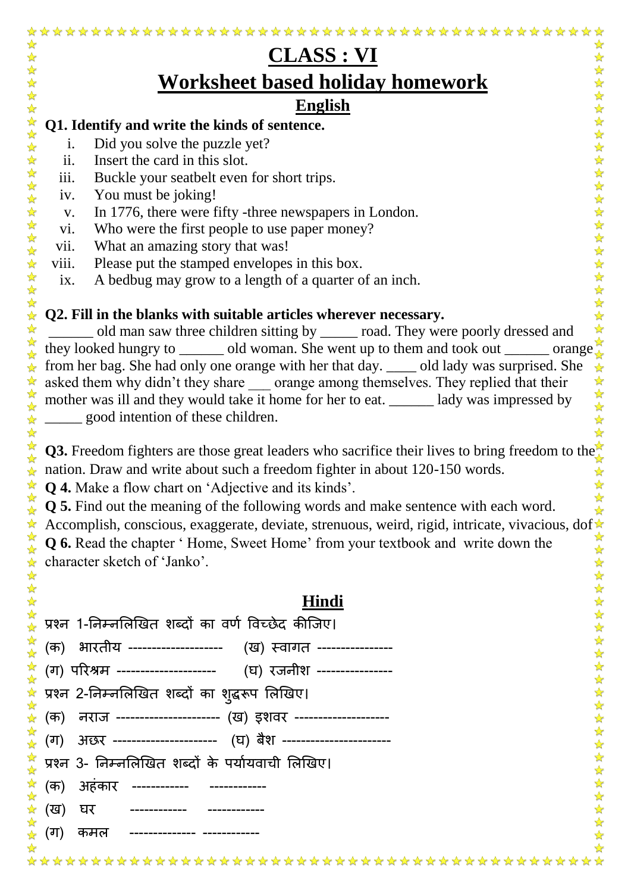# CLASS : VI

## Worksheet based holiday homework

### English

**Q1. Identify and write the kinds of sentence.**

i. Did you solve the puzzle yet?
ii. Insert the card in this slot.
iii. Buckle your seatbelt even for short trips.
iv. You must be joking!
v. In 1776, there were fifty -three newspapers in London.
vi. Who were the first people to use paper money?
vii. What an amazing story that was!
viii. Please put the stamped envelopes in this box.
ix. A bedbug may grow to a length of a quarter of an inch.

**Q2. Fill in the blanks with suitable articles wherever necessary.**

______ old man saw three children sitting by _____ road. They were poorly dressed and they looked hungry to ______ old woman. She went up to them and took out ______ orange from her bag. She had only one orange with her that day. ____ old lady was surprised. She asked them why didn't they share ___ orange among themselves. They replied that their mother was ill and they would take it home for her to eat. ______ lady was impressed by _____ good intention of these children.

**Q3.** Freedom fighters are those great leaders who sacrifice their lives to bring freedom to the nation. Draw and write about such a freedom fighter in about 120-150 words.

**Q 4.** Make a flow chart on 'Adjective and its kinds'.

**Q 5.** Find out the meaning of the following words and make sentence with each word. Accomplish, conscious, exaggerate, deviate, strenuous, weird, rigid, intricate, vivacious, dof

**Q 6.** Read the chapter ' Home, Sweet Home' from your textbook and write down the character sketch of 'Janko'.

### Hindi

प्रश्न 1-निम्नलिखित शब्दों का वर्ण विच्छेद कीजिए।

(क) भारतीय --------------------  (ख) स्वागत ----------------

(ग) परिश्रम ---------------------  (घ) रजनीश ----------------

प्रश्न 2-निम्नलिखित शब्दों का शुद्धरूप लिखिए।

(क) नराज ----------------------  (ख) इशवर --------------------

(ग) अछर ----------------------  (घ) बैश -----------------------

प्रश्न 3- निम्नलिखित शब्दों के पर्यायवाची लिखिए।

(क) अहंकार ------------ ------------

(ख) घर ------------ ------------

(ग) कमल -------------- ------------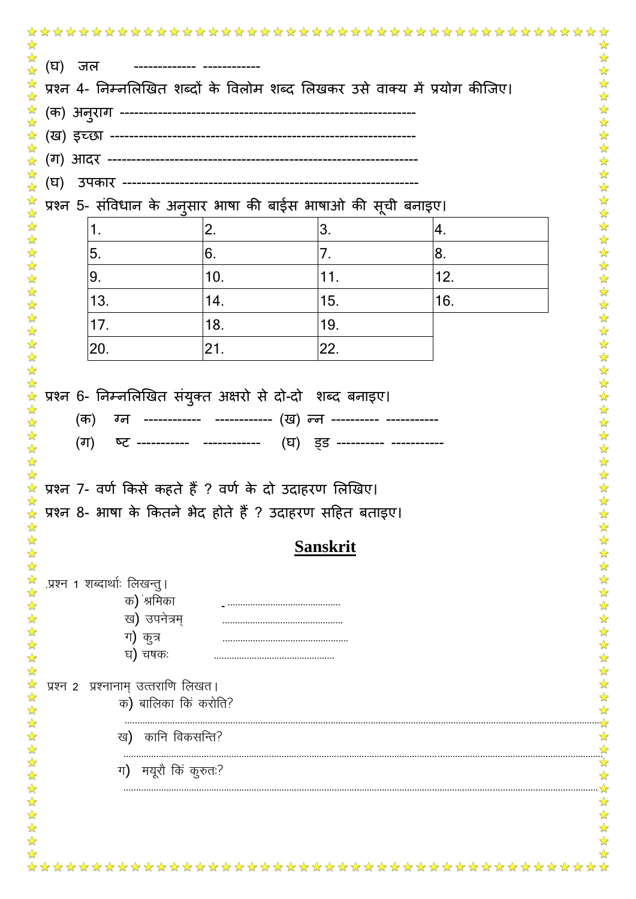(घ) जल ------------- ------------

प्रश्न 4- निम्नलिखित शब्दों के विलोम शब्द लिखकर उसे वाक्य में प्रयोग कीजिए।

(क) अनुराग -------------------------------------------------------------

(ख) इच्छा ---------------------------------------------------------------

(ग) आदर ----------------------------------------------------------------

(घ) उपकार -------------------------------------------------------------

प्रश्न 5- संविधान के अनुसार भाषा की बाईस भाषाओ की सूची बनाइए।

| | | | |
|---|---|---|---|
| 1. | 2. | 3. | 4. |
| 5. | 6. | 7. | 8. |
| 9. | 10. | 11. | 12. |
| 13. | 14. | 15. | 16. |
| 17. | 18. | 19. | |
| 20. | 21. | 22. | |

प्रश्न 6- निम्नलिखित संयुक्त अक्षरो से दो-दो शब्द बनाइए।

(क) ग्न ------------ ------------ (ख) न्न ---------- -----------

(ग) ष्ट ----------- ------------ (घ) ड्ड ---------- -----------

प्रश्न 7- वर्ण किसे कहते हैं ? वर्ण के दो उदाहरण लिखिए।

प्रश्न 8- भाषा के कितने भेद होते हैं ? उदाहरण सहित बताइए।

## Sanskrit

.प्रश्न 1 शब्दार्थाः लिखन्तु।

क) श्रमिका - ..........................................

ख) उपनेत्रम् ..........................................

ग) कुत्र ..........................................

घ) चषकः ..........................................

प्रश्न 2 प्रश्नानाम् उत्तराणि लिखत।

क) बालिका किं करोति?

..........................................................................................................................................

ख) कानि विकसन्ति?

..........................................................................................................................................

ग) मयूरौ किं कुरुतः?

..........................................................................................................................................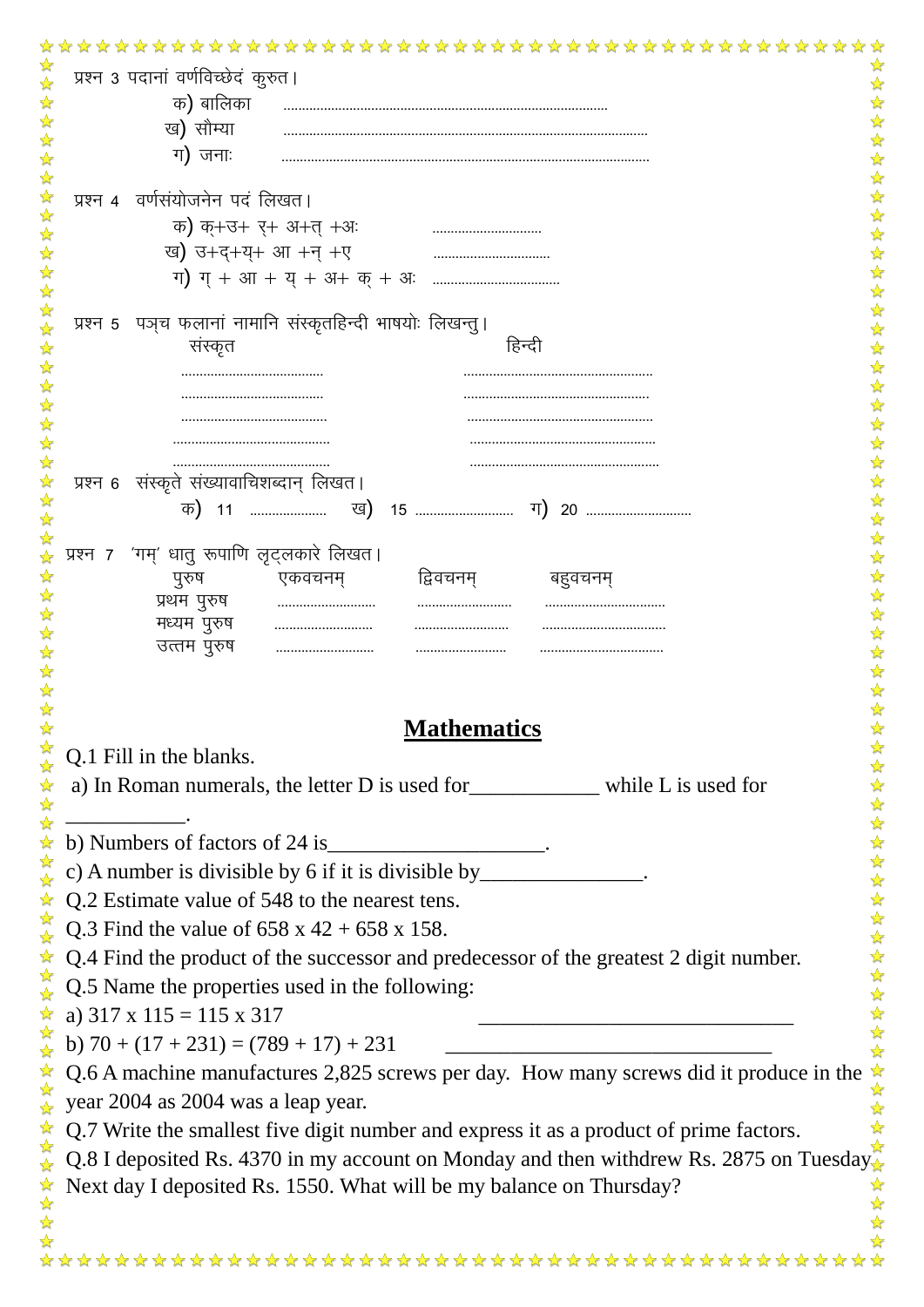प्रश्न 3 पदानां वर्णविच्छेदं कुरुत।

क) बालिका .......................................................................................

ख) सौम्या ...................................................................................................

ग) जनाः ...................................................................................................

प्रश्न 4 वर्णसंयोजनेन पदं लिखत।

क) क्+उ+ र्+ अ+त् +अः ..............................

ख) उ+द्+य्+ आ +न् +ए ................................

ग) ग् + आ + य् + अ+ क् + अः ...................................

प्रश्न 5 पञ्च फलानां नामानि संस्कृतहिन्दी भाषयोः लिखन्तु।

| संस्कृत | हिन्दी |
|---|---|
| ....................................... | ................................................... |
| ....................................... | ................................................... |
| ....................................... | ................................................... |
| ....................................... | ................................................... |
| ....................................... | ................................................... |

प्रश्न 6 संस्कृते संख्यावाचिशब्दान् लिखत।

क) 11 .................... ख) 15 ........................... ग) 20 .............................

प्रश्न 7 'गम्' धातु रूपाणि लृट्लकारे लिखत।

| पुरुष | एकवचनम् | द्विवचनम् | बहुवचनम् |
|---|---|---|---|
| प्रथम पुरुष | .......................... | ......................... | ................................ |
| मध्यम पुरुष | .......................... | ......................... | ................................ |
| उत्तम पुरुष | .......................... | ......................... | ................................ |

## Mathematics

Q.1 Fill in the blanks.

a) In Roman numerals, the letter D is used for____________ while L is used for ___________.

b) Numbers of factors of 24 is____________________.

c) A number is divisible by 6 if it is divisible by_______________.

Q.2 Estimate value of 548 to the nearest tens.

Q.3 Find the value of 658 x 42 + 658 x 158.

Q.4 Find the product of the successor and predecessor of the greatest 2 digit number.

Q.5 Name the properties used in the following:

a) 317 x 115 = 115 x 317 ______________________________

b) 70 + (17 + 231) = (789 + 17) + 231 _______________________________

Q.6 A machine manufactures 2,825 screws per day. How many screws did it produce in the year 2004 as 2004 was a leap year.

Q.7 Write the smallest five digit number and express it as a product of prime factors.

Q.8 I deposited Rs. 4370 in my account on Monday and then withdrew Rs. 2875 on Tuesday. Next day I deposited Rs. 1550. What will be my balance on Thursday?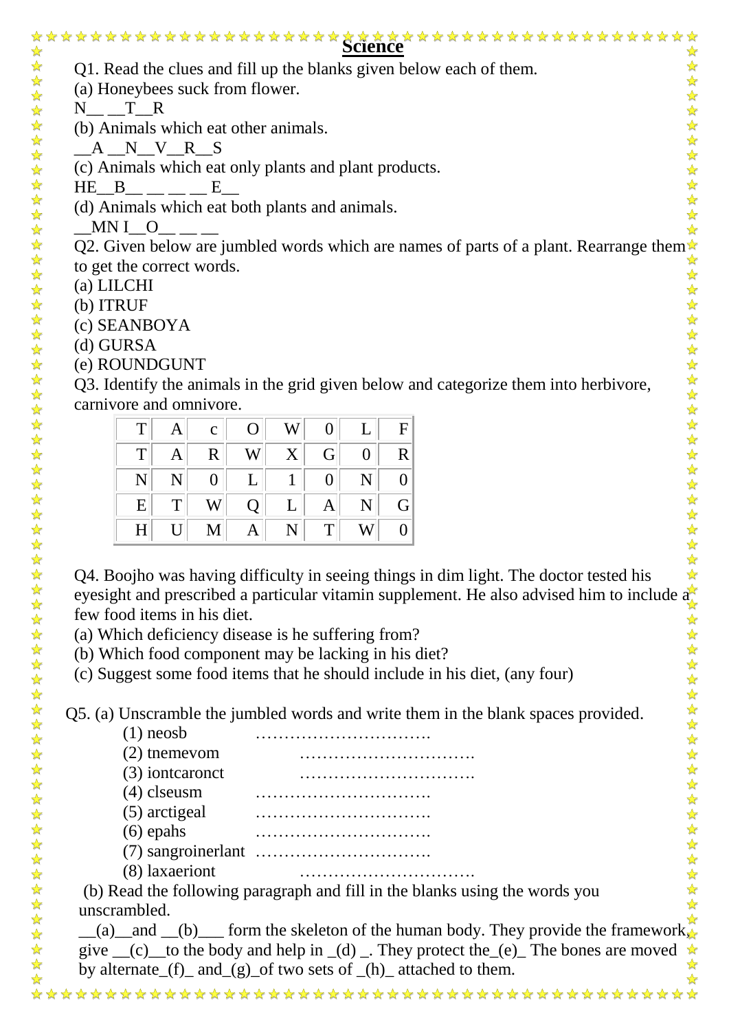# Science

Q1. Read the clues and fill up the blanks given below each of them.

(a) Honeybees suck from flower.

N__ __T__R

(b) Animals which eat other animals.

__A __N__V__R__S

(c) Animals which eat only plants and plant products.

HE__B__ __ __ __ E__

(d) Animals which eat both plants and animals.

__MN I__O__ __ __

Q2. Given below are jumbled words which are names of parts of a plant. Rearrange them to get the correct words.

(a) LILCHI

(b) ITRUF

(c) SEANBOYA

(d) GURSA

(e) ROUNDGUNT

Q3. Identify the animals in the grid given below and categorize them into herbivore, carnivore and omnivore.

| T | A | c | O | W | 0 | L | F |
|---|---|---|---|---|---|---|---|
| T | A | R | W | X | G | 0 | R |
| N | N | 0 | L | 1 | 0 | N | 0 |
| E | T | W | Q | L | A | N | G |
| H | U | M | A | N | T | W | 0 |

Q4. Boojho was having difficulty in seeing things in dim light. The doctor tested his eyesight and prescribed a particular vitamin supplement. He also advised him to include a few food items in his diet.

(a) Which deficiency disease is he suffering from?

(b) Which food component may be lacking in his diet?

(c) Suggest some food items that he should include in his diet, (any four)

Q5. (a) Unscramble the jumbled words and write them in the blank spaces provided.

(1) neosb ………………………….

(2) tnemevom ………………………….

(3) iontcaronct ………………………….

(4) clseusm ………………………….

(5) arctigeal ………………………….

(6) epahs ………………………….

(7) sangroinerlant ………………………….

(8) laxaeriont ………………………….

(b) Read the following paragraph and fill in the blanks using the words you unscrambled.

__(a)__and __(b)___ form the skeleton of the human body. They provide the framework, give __(c)__to the body and help in _(d) _. They protect the_(e)_ The bones are moved by alternate_(f)_ and_(g)_of two sets of _(h)_ attached to them.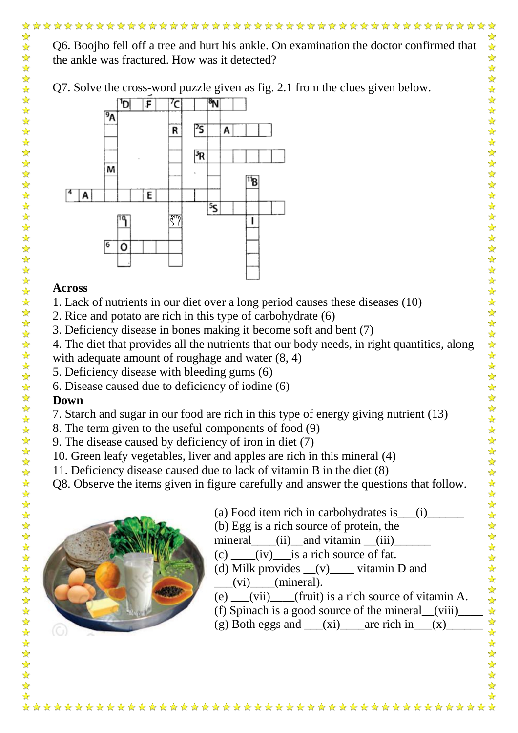Q6. Boojho fell off a tree and hurt his ankle. On examination the doctor confirmed that the ankle was fractured. How was it detected?

Q7. Solve the cross-word puzzle given as fig. 2.1 from the clues given below.

**Across**

1. Lack of nutrients in our diet over a long period causes these diseases (10)
2. Rice and potato are rich in this type of carbohydrate (6)
3. Deficiency disease in bones making it become soft and bent (7)
4. The diet that provides all the nutrients that our body needs, in right quantities, along with adequate amount of roughage and water (8, 4)
5. Deficiency disease with bleeding gums (6)
6. Disease caused due to deficiency of iodine (6)

**Down**

7. Starch and sugar in our food are rich in this type of energy giving nutrient (13)
8. The term given to the useful components of food (9)
9. The disease caused by deficiency of iron in diet (7)
10. Green leafy vegetables, liver and apples are rich in this mineral (4)
11. Deficiency disease caused due to lack of vitamin B in the diet (8)

Q8. Observe the items given in figure carefully and answer the questions that follow.

(a) Food item rich in carbohydrates is___(i)______

(b) Egg is a rich source of protein, the mineral____(ii)__and vitamin __(iii)______

(c) ____(iv)___is a rich source of fat.

(d) Milk provides __(v)____ vitamin D and ___(vi)____(mineral).

(e) ___(vii)____(fruit) is a rich source of vitamin A.

(f) Spinach is a good source of the mineral__(viii)____

(g) Both eggs and ___(xi)____are rich in___(x)______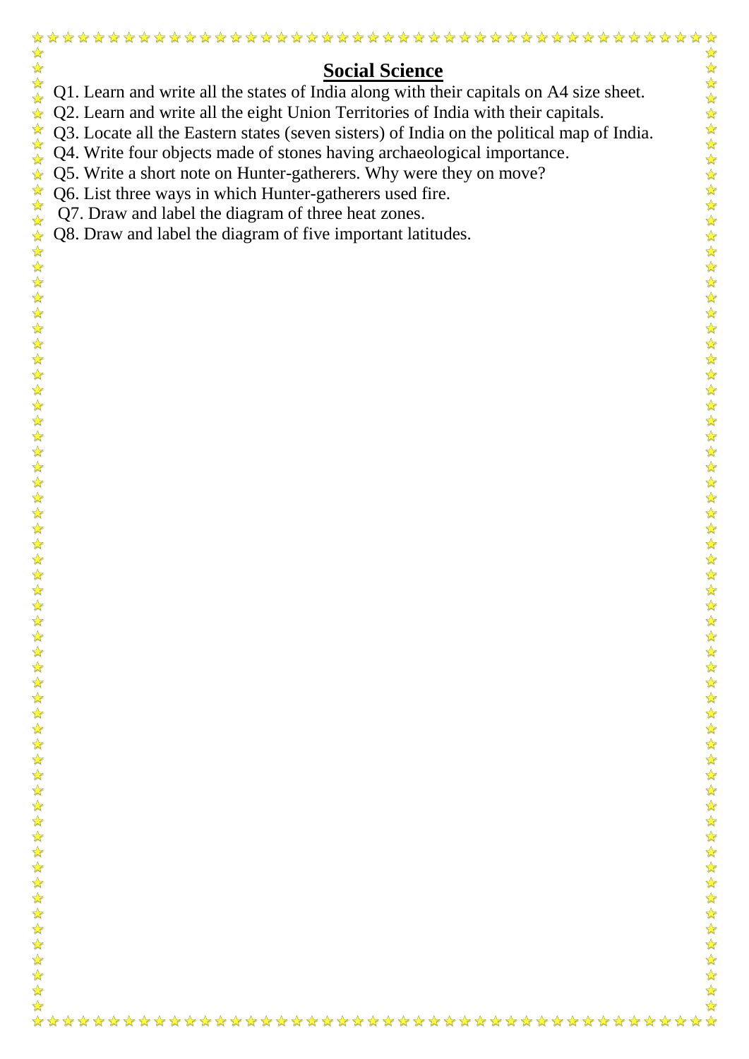## Social Science

Q1. Learn and write all the states of India along with their capitals on A4 size sheet.
Q2. Learn and write all the eight Union Territories of India with their capitals.
Q3. Locate all the Eastern states (seven sisters) of India on the political map of India.
Q4. Write four objects made of stones having archaeological importance.
Q5. Write a short note on Hunter-gatherers. Why were they on move?
Q6. List three ways in which Hunter-gatherers used fire.
Q7. Draw and label the diagram of three heat zones.
Q8. Draw and label the diagram of five important latitudes.